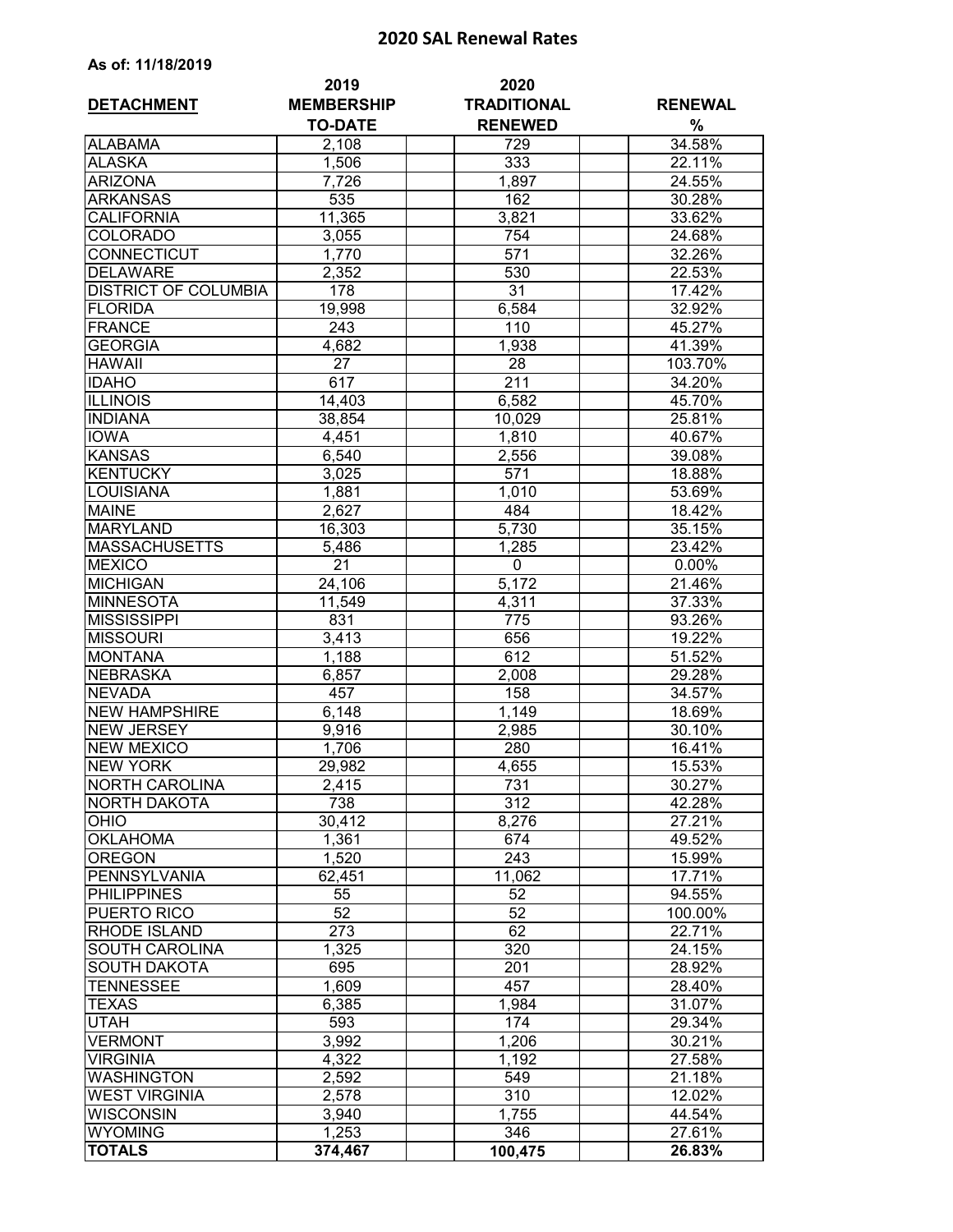# 2020 SAL Renewal Rates

**As of: 11/18/2019**

| DETACHMENT | 2019 MEMBERSHIP TO-DATE | 2020 TRADITIONAL RENEWED | RENEWAL % |
|---|---|---|---|
| ALABAMA | 2,108 | 729 | 34.58% |
| ALASKA | 1,506 | 333 | 22.11% |
| ARIZONA | 7,726 | 1,897 | 24.55% |
| ARKANSAS | 535 | 162 | 30.28% |
| CALIFORNIA | 11,365 | 3,821 | 33.62% |
| COLORADO | 3,055 | 754 | 24.68% |
| CONNECTICUT | 1,770 | 571 | 32.26% |
| DELAWARE | 2,352 | 530 | 22.53% |
| DISTRICT OF COLUMBIA | 178 | 31 | 17.42% |
| FLORIDA | 19,998 | 6,584 | 32.92% |
| FRANCE | 243 | 110 | 45.27% |
| GEORGIA | 4,682 | 1,938 | 41.39% |
| HAWAII | 27 | 28 | 103.70% |
| IDAHO | 617 | 211 | 34.20% |
| ILLINOIS | 14,403 | 6,582 | 45.70% |
| INDIANA | 38,854 | 10,029 | 25.81% |
| IOWA | 4,451 | 1,810 | 40.67% |
| KANSAS | 6,540 | 2,556 | 39.08% |
| KENTUCKY | 3,025 | 571 | 18.88% |
| LOUISIANA | 1,881 | 1,010 | 53.69% |
| MAINE | 2,627 | 484 | 18.42% |
| MARYLAND | 16,303 | 5,730 | 35.15% |
| MASSACHUSETTS | 5,486 | 1,285 | 23.42% |
| MEXICO | 21 | 0 | 0.00% |
| MICHIGAN | 24,106 | 5,172 | 21.46% |
| MINNESOTA | 11,549 | 4,311 | 37.33% |
| MISSISSIPPI | 831 | 775 | 93.26% |
| MISSOURI | 3,413 | 656 | 19.22% |
| MONTANA | 1,188 | 612 | 51.52% |
| NEBRASKA | 6,857 | 2,008 | 29.28% |
| NEVADA | 457 | 158 | 34.57% |
| NEW HAMPSHIRE | 6,148 | 1,149 | 18.69% |
| NEW JERSEY | 9,916 | 2,985 | 30.10% |
| NEW MEXICO | 1,706 | 280 | 16.41% |
| NEW YORK | 29,982 | 4,655 | 15.53% |
| NORTH CAROLINA | 2,415 | 731 | 30.27% |
| NORTH DAKOTA | 738 | 312 | 42.28% |
| OHIO | 30,412 | 8,276 | 27.21% |
| OKLAHOMA | 1,361 | 674 | 49.52% |
| OREGON | 1,520 | 243 | 15.99% |
| PENNSYLVANIA | 62,451 | 11,062 | 17.71% |
| PHILIPPINES | 55 | 52 | 94.55% |
| PUERTO RICO | 52 | 52 | 100.00% |
| RHODE ISLAND | 273 | 62 | 22.71% |
| SOUTH CAROLINA | 1,325 | 320 | 24.15% |
| SOUTH DAKOTA | 695 | 201 | 28.92% |
| TENNESSEE | 1,609 | 457 | 28.40% |
| TEXAS | 6,385 | 1,984 | 31.07% |
| UTAH | 593 | 174 | 29.34% |
| VERMONT | 3,992 | 1,206 | 30.21% |
| VIRGINIA | 4,322 | 1,192 | 27.58% |
| WASHINGTON | 2,592 | 549 | 21.18% |
| WEST VIRGINIA | 2,578 | 310 | 12.02% |
| WISCONSIN | 3,940 | 1,755 | 44.54% |
| WYOMING | 1,253 | 346 | 27.61% |
| **TOTALS** | **374,467** | **100,475** | **26.83%** |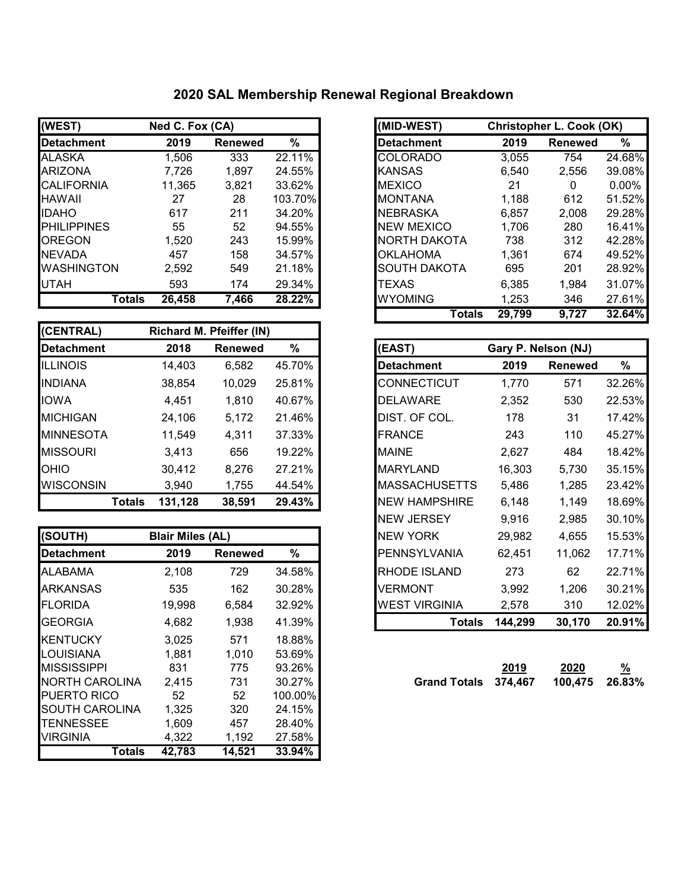# 2020 SAL Membership Renewal Regional Breakdown

| (WEST) | Ned C. Fox (CA) | | |
|---|---|---|---|
| Detachment | 2019 | Renewed | % |
| ALASKA | 1,506 | 333 | 22.11% |
| ARIZONA | 7,726 | 1,897 | 24.55% |
| CALIFORNIA | 11,365 | 3,821 | 33.62% |
| HAWAII | 27 | 28 | 103.70% |
| IDAHO | 617 | 211 | 34.20% |
| PHILIPPINES | 55 | 52 | 94.55% |
| OREGON | 1,520 | 243 | 15.99% |
| NEVADA | 457 | 158 | 34.57% |
| WASHINGTON | 2,592 | 549 | 21.18% |
| UTAH | 593 | 174 | 29.34% |
| **Totals** | **26,458** | **7,466** | **28.22%** |

| (MID-WEST) | Christopher L. Cook (OK) | | |
|---|---|---|---|
| Detachment | 2019 | Renewed | % |
| COLORADO | 3,055 | 754 | 24.68% |
| KANSAS | 6,540 | 2,556 | 39.08% |
| MEXICO | 21 | 0 | 0.00% |
| MONTANA | 1,188 | 612 | 51.52% |
| NEBRASKA | 6,857 | 2,008 | 29.28% |
| NEW MEXICO | 1,706 | 280 | 16.41% |
| NORTH DAKOTA | 738 | 312 | 42.28% |
| OKLAHOMA | 1,361 | 674 | 49.52% |
| SOUTH DAKOTA | 695 | 201 | 28.92% |
| TEXAS | 6,385 | 1,984 | 31.07% |
| WYOMING | 1,253 | 346 | 27.61% |
| **Totals** | **29,799** | **9,727** | **32.64%** |

| (CENTRAL) | Richard M. Pfeiffer (IN) | | |
|---|---|---|---|
| Detachment | 2018 | Renewed | % |
| ILLINOIS | 14,403 | 6,582 | 45.70% |
| INDIANA | 38,854 | 10,029 | 25.81% |
| IOWA | 4,451 | 1,810 | 40.67% |
| MICHIGAN | 24,106 | 5,172 | 21.46% |
| MINNESOTA | 11,549 | 4,311 | 37.33% |
| MISSOURI | 3,413 | 656 | 19.22% |
| OHIO | 30,412 | 8,276 | 27.21% |
| WISCONSIN | 3,940 | 1,755 | 44.54% |
| **Totals** | **131,128** | **38,591** | **29.43%** |

| (EAST) | Gary P. Nelson (NJ) | | |
|---|---|---|---|
| Detachment | 2019 | Renewed | % |
| CONNECTICUT | 1,770 | 571 | 32.26% |
| DELAWARE | 2,352 | 530 | 22.53% |
| DIST. OF COL. | 178 | 31 | 17.42% |
| FRANCE | 243 | 110 | 45.27% |
| MAINE | 2,627 | 484 | 18.42% |
| MARYLAND | 16,303 | 5,730 | 35.15% |
| MASSACHUSETTS | 5,486 | 1,285 | 23.42% |
| NEW HAMPSHIRE | 6,148 | 1,149 | 18.69% |
| NEW JERSEY | 9,916 | 2,985 | 30.10% |
| NEW YORK | 29,982 | 4,655 | 15.53% |
| PENNSYLVANIA | 62,451 | 11,062 | 17.71% |
| RHODE ISLAND | 273 | 62 | 22.71% |
| VERMONT | 3,992 | 1,206 | 30.21% |
| WEST VIRGINIA | 2,578 | 310 | 12.02% |
| **Totals** | **144,299** | **30,170** | **20.91%** |

| (SOUTH) | Blair Miles (AL) | | |
|---|---|---|---|
| Detachment | 2019 | Renewed | % |
| ALABAMA | 2,108 | 729 | 34.58% |
| ARKANSAS | 535 | 162 | 30.28% |
| FLORIDA | 19,998 | 6,584 | 32.92% |
| GEORGIA | 4,682 | 1,938 | 41.39% |
| KENTUCKY | 3,025 | 571 | 18.88% |
| LOUISIANA | 1,881 | 1,010 | 53.69% |
| MISSISSIPPI | 831 | 775 | 93.26% |
| NORTH CAROLINA | 2,415 | 731 | 30.27% |
| PUERTO RICO | 52 | 52 | 100.00% |
| SOUTH CAROLINA | 1,325 | 320 | 24.15% |
| TENNESSEE | 1,609 | 457 | 28.40% |
| VIRGINIA | 4,322 | 1,192 | 27.58% |
| **Totals** | **42,783** | **14,521** | **33.94%** |

| | 2019 | 2020 | % |
|---|---|---|---|
| **Grand Totals** | **374,467** | **100,475** | **26.83%** |